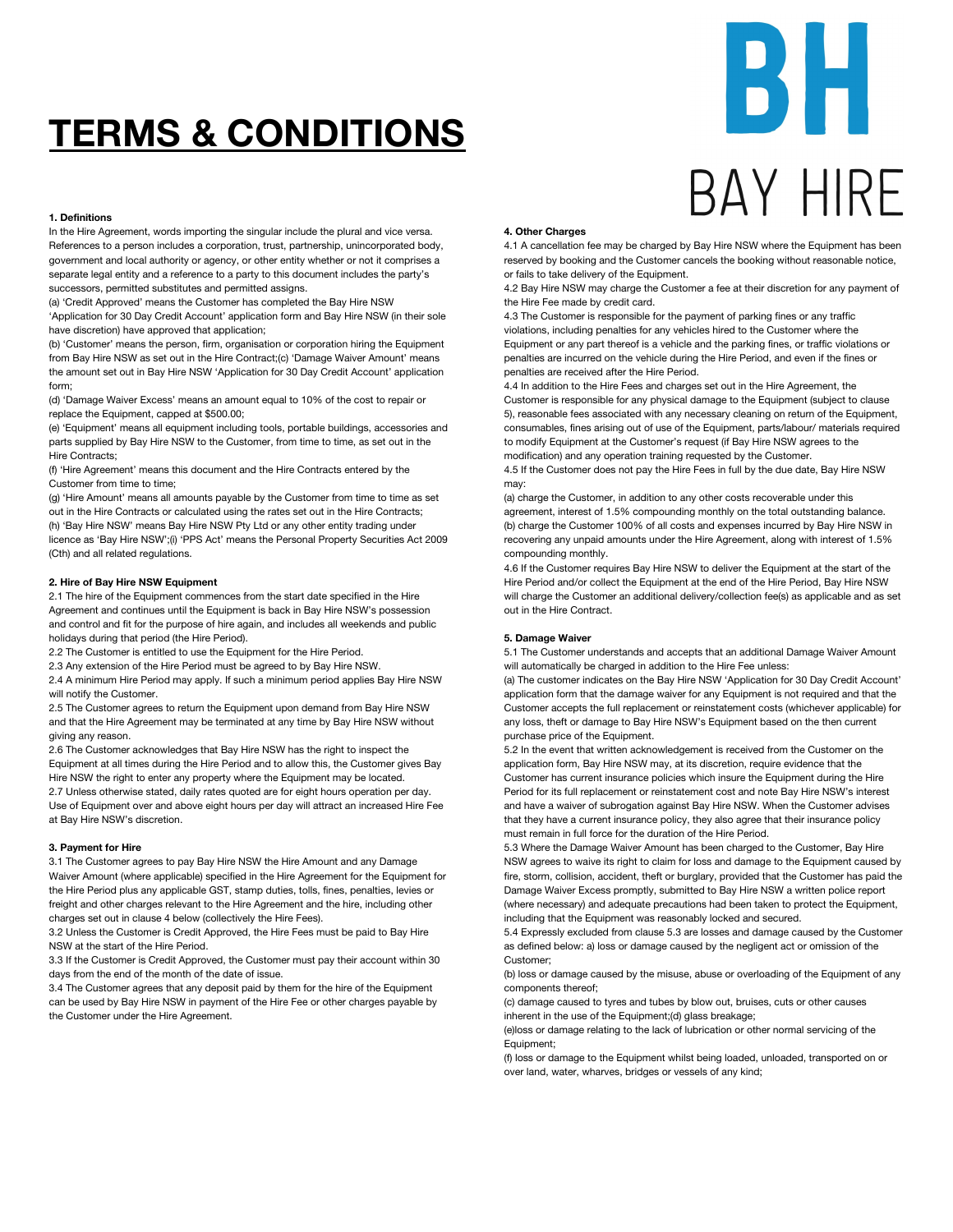# TERMS & CONDITIONS

BH
BAY HIRE

**1. Definitions**

In the Hire Agreement, words importing the singular include the plural and vice versa. References to a person includes a corporation, trust, partnership, unincorporated body, government and local authority or agency, or other entity whether or not it comprises a separate legal entity and a reference to a party to this document includes the party's successors, permitted substitutes and permitted assigns.

(a) 'Credit Approved' means the Customer has completed the Bay Hire NSW 'Application for 30 Day Credit Account' application form and Bay Hire NSW (in their sole have discretion) have approved that application;

(b) 'Customer' means the person, firm, organisation or corporation hiring the Equipment from Bay Hire NSW as set out in the Hire Contract;(c) 'Damage Waiver Amount' means the amount set out in Bay Hire NSW 'Application for 30 Day Credit Account' application form;

(d) 'Damage Waiver Excess' means an amount equal to 10% of the cost to repair or replace the Equipment, capped at $500.00;

(e) 'Equipment' means all equipment including tools, portable buildings, accessories and parts supplied by Bay Hire NSW to the Customer, from time to time, as set out in the Hire Contracts;

(f) 'Hire Agreement' means this document and the Hire Contracts entered by the Customer from time to time;

(g) 'Hire Amount' means all amounts payable by the Customer from time to time as set out in the Hire Contracts or calculated using the rates set out in the Hire Contracts;

(h) 'Bay Hire NSW' means Bay Hire NSW Pty Ltd or any other entity trading under licence as 'Bay Hire NSW';(i) 'PPS Act' means the Personal Property Securities Act 2009 (Cth) and all related regulations.

**2. Hire of Bay Hire NSW Equipment**

2.1 The hire of the Equipment commences from the start date specified in the Hire Agreement and continues until the Equipment is back in Bay Hire NSW's possession and control and fit for the purpose of hire again, and includes all weekends and public holidays during that period (the Hire Period).

2.2 The Customer is entitled to use the Equipment for the Hire Period.

2.3 Any extension of the Hire Period must be agreed to by Bay Hire NSW.

2.4 A minimum Hire Period may apply. If such a minimum period applies Bay Hire NSW will notify the Customer.

2.5 The Customer agrees to return the Equipment upon demand from Bay Hire NSW and that the Hire Agreement may be terminated at any time by Bay Hire NSW without giving any reason.

2.6 The Customer acknowledges that Bay Hire NSW has the right to inspect the Equipment at all times during the Hire Period and to allow this, the Customer gives Bay Hire NSW the right to enter any property where the Equipment may be located.

2.7 Unless otherwise stated, daily rates quoted are for eight hours operation per day. Use of Equipment over and above eight hours per day will attract an increased Hire Fee at Bay Hire NSW's discretion.

**3. Payment for Hire**

3.1 The Customer agrees to pay Bay Hire NSW the Hire Amount and any Damage Waiver Amount (where applicable) specified in the Hire Agreement for the Equipment for the Hire Period plus any applicable GST, stamp duties, tolls, fines, penalties, levies or freight and other charges relevant to the Hire Agreement and the hire, including other charges set out in clause 4 below (collectively the Hire Fees).

3.2 Unless the Customer is Credit Approved, the Hire Fees must be paid to Bay Hire NSW at the start of the Hire Period.

3.3 If the Customer is Credit Approved, the Customer must pay their account within 30 days from the end of the month of the date of issue.

3.4 The Customer agrees that any deposit paid by them for the hire of the Equipment can be used by Bay Hire NSW in payment of the Hire Fee or other charges payable by the Customer under the Hire Agreement.

**4. Other Charges**

4.1 A cancellation fee may be charged by Bay Hire NSW where the Equipment has been reserved by booking and the Customer cancels the booking without reasonable notice, or fails to take delivery of the Equipment.

4.2 Bay Hire NSW may charge the Customer a fee at their discretion for any payment of the Hire Fee made by credit card.

4.3 The Customer is responsible for the payment of parking fines or any traffic violations, including penalties for any vehicles hired to the Customer where the Equipment or any part thereof is a vehicle and the parking fines, or traffic violations or penalties are incurred on the vehicle during the Hire Period, and even if the fines or penalties are received after the Hire Period.

4.4 In addition to the Hire Fees and charges set out in the Hire Agreement, the Customer is responsible for any physical damage to the Equipment (subject to clause 5), reasonable fees associated with any necessary cleaning on return of the Equipment, consumables, fines arising out of use of the Equipment, parts/labour/ materials required to modify Equipment at the Customer's request (if Bay Hire NSW agrees to the modification) and any operation training requested by the Customer.

4.5 If the Customer does not pay the Hire Fees in full by the due date, Bay Hire NSW may:

(a) charge the Customer, in addition to any other costs recoverable under this agreement, interest of 1.5% compounding monthly on the total outstanding balance.

(b) charge the Customer 100% of all costs and expenses incurred by Bay Hire NSW in recovering any unpaid amounts under the Hire Agreement, along with interest of 1.5% compounding monthly.

4.6 If the Customer requires Bay Hire NSW to deliver the Equipment at the start of the Hire Period and/or collect the Equipment at the end of the Hire Period, Bay Hire NSW will charge the Customer an additional delivery/collection fee(s) as applicable and as set out in the Hire Contract.

**5. Damage Waiver**

5.1 The Customer understands and accepts that an additional Damage Waiver Amount will automatically be charged in addition to the Hire Fee unless:

(a) The customer indicates on the Bay Hire NSW 'Application for 30 Day Credit Account' application form that the damage waiver for any Equipment is not required and that the Customer accepts the full replacement or reinstatement costs (whichever applicable) for any loss, theft or damage to Bay Hire NSW's Equipment based on the then current purchase price of the Equipment.

5.2 In the event that written acknowledgement is received from the Customer on the application form, Bay Hire NSW may, at its discretion, require evidence that the Customer has current insurance policies which insure the Equipment during the Hire Period for its full replacement or reinstatement cost and note Bay Hire NSW's interest and have a waiver of subrogation against Bay Hire NSW. When the Customer advises that they have a current insurance policy, they also agree that their insurance policy must remain in full force for the duration of the Hire Period.

5.3 Where the Damage Waiver Amount has been charged to the Customer, Bay Hire NSW agrees to waive its right to claim for loss and damage to the Equipment caused by fire, storm, collision, accident, theft or burglary, provided that the Customer has paid the Damage Waiver Excess promptly, submitted to Bay Hire NSW a written police report (where necessary) and adequate precautions had been taken to protect the Equipment, including that the Equipment was reasonably locked and secured.

5.4 Expressly excluded from clause 5.3 are losses and damage caused by the Customer as defined below: a) loss or damage caused by the negligent act or omission of the Customer;

(b) loss or damage caused by the misuse, abuse or overloading of the Equipment of any components thereof;

(c) damage caused to tyres and tubes by blow out, bruises, cuts or other causes inherent in the use of the Equipment;(d) glass breakage;

(e)loss or damage relating to the lack of lubrication or other normal servicing of the Equipment;

(f) loss or damage to the Equipment whilst being loaded, unloaded, transported on or over land, water, wharves, bridges or vessels of any kind;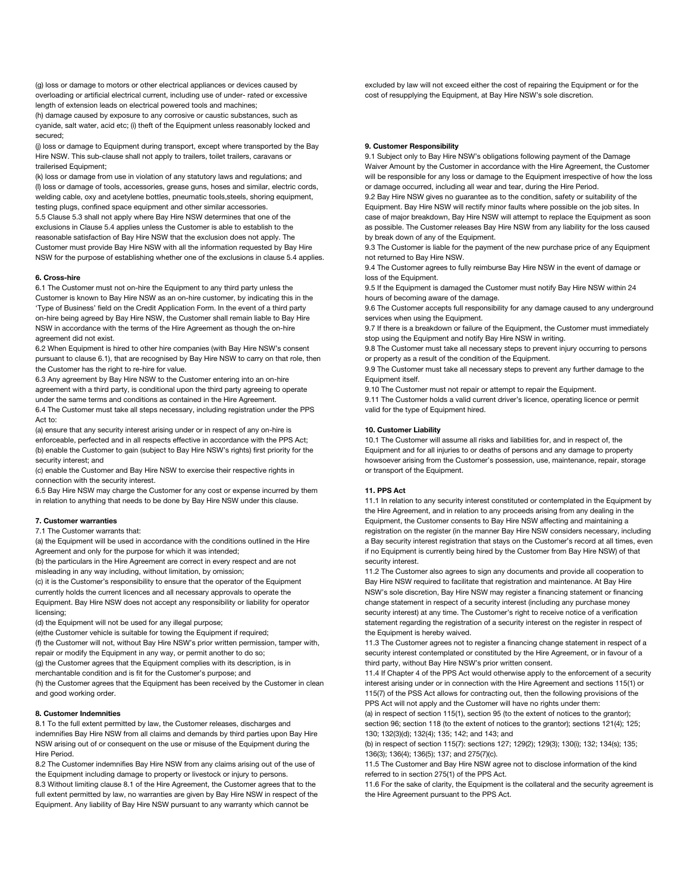(g) loss or damage to motors or other electrical appliances or devices caused by overloading or artificial electrical current, including use of under- rated or excessive length of extension leads on electrical powered tools and machines;

(h) damage caused by exposure to any corrosive or caustic substances, such as cyanide, salt water, acid etc; (i) theft of the Equipment unless reasonably locked and secured;

(j) loss or damage to Equipment during transport, except where transported by the Bay Hire NSW. This sub-clause shall not apply to trailers, toilet trailers, caravans or trailerised Equipment;

(k) loss or damage from use in violation of any statutory laws and regulations; and

(l) loss or damage of tools, accessories, grease guns, hoses and similar, electric cords, welding cable, oxy and acetylene bottles, pneumatic tools,steels, shoring equipment, testing plugs, confined space equipment and other similar accessories.

5.5 Clause 5.3 shall not apply where Bay Hire NSW determines that one of the exclusions in Clause 5.4 applies unless the Customer is able to establish to the reasonable satisfaction of Bay Hire NSW that the exclusion does not apply. The Customer must provide Bay Hire NSW with all the information requested by Bay Hire NSW for the purpose of establishing whether one of the exclusions in clause 5.4 applies.

**6. Cross-hire**

6.1 The Customer must not on-hire the Equipment to any third party unless the Customer is known to Bay Hire NSW as an on-hire customer, by indicating this in the 'Type of Business' field on the Credit Application Form. In the event of a third party on-hire being agreed by Bay Hire NSW, the Customer shall remain liable to Bay Hire NSW in accordance with the terms of the Hire Agreement as though the on-hire agreement did not exist.

6.2 When Equipment is hired to other hire companies (with Bay Hire NSW's consent pursuant to clause 6.1), that are recognised by Bay Hire NSW to carry on that role, then the Customer has the right to re-hire for value.

6.3 Any agreement by Bay Hire NSW to the Customer entering into an on-hire agreement with a third party, is conditional upon the third party agreeing to operate under the same terms and conditions as contained in the Hire Agreement.

6.4 The Customer must take all steps necessary, including registration under the PPS Act to:

(a) ensure that any security interest arising under or in respect of any on-hire is enforceable, perfected and in all respects effective in accordance with the PPS Act;

(b) enable the Customer to gain (subject to Bay Hire NSW's rights) first priority for the security interest; and

(c) enable the Customer and Bay Hire NSW to exercise their respective rights in connection with the security interest.

6.5 Bay Hire NSW may charge the Customer for any cost or expense incurred by them in relation to anything that needs to be done by Bay Hire NSW under this clause.

**7. Customer warranties**

7.1 The Customer warrants that:

(a) the Equipment will be used in accordance with the conditions outlined in the Hire Agreement and only for the purpose for which it was intended;

(b) the particulars in the Hire Agreement are correct in every respect and are not misleading in any way including, without limitation, by omission;

(c) it is the Customer's responsibility to ensure that the operator of the Equipment currently holds the current licences and all necessary approvals to operate the Equipment. Bay Hire NSW does not accept any responsibility or liability for operator licensing;

(d) the Equipment will not be used for any illegal purpose;

(e)the Customer vehicle is suitable for towing the Equipment if required;

(f) the Customer will not, without Bay Hire NSW's prior written permission, tamper with, repair or modify the Equipment in any way, or permit another to do so;

(g) the Customer agrees that the Equipment complies with its description, is in merchantable condition and is fit for the Customer's purpose; and

(h) the Customer agrees that the Equipment has been received by the Customer in clean and good working order.

**8. Customer Indemnities**

8.1 To the full extent permitted by law, the Customer releases, discharges and indemnifies Bay Hire NSW from all claims and demands by third parties upon Bay Hire NSW arising out of or consequent on the use or misuse of the Equipment during the Hire Period.

8.2 The Customer indemnifies Bay Hire NSW from any claims arising out of the use of the Equipment including damage to property or livestock or injury to persons.

8.3 Without limiting clause 8.1 of the Hire Agreement, the Customer agrees that to the full extent permitted by law, no warranties are given by Bay Hire NSW in respect of the Equipment. Any liability of Bay Hire NSW pursuant to any warranty which cannot be excluded by law will not exceed either the cost of repairing the Equipment or for the cost of resupplying the Equipment, at Bay Hire NSW's sole discretion.

**9. Customer Responsibility**

9.1 Subject only to Bay Hire NSW's obligations following payment of the Damage Waiver Amount by the Customer in accordance with the Hire Agreement, the Customer will be responsible for any loss or damage to the Equipment irrespective of how the loss or damage occurred, including all wear and tear, during the Hire Period.

9.2 Bay Hire NSW gives no guarantee as to the condition, safety or suitability of the Equipment. Bay Hire NSW will rectify minor faults where possible on the job sites. In case of major breakdown, Bay Hire NSW will attempt to replace the Equipment as soon as possible. The Customer releases Bay Hire NSW from any liability for the loss caused by break down of any of the Equipment.

9.3 The Customer is liable for the payment of the new purchase price of any Equipment not returned to Bay Hire NSW.

9.4 The Customer agrees to fully reimburse Bay Hire NSW in the event of damage or loss of the Equipment.

9.5 If the Equipment is damaged the Customer must notify Bay Hire NSW within 24 hours of becoming aware of the damage.

9.6 The Customer accepts full responsibility for any damage caused to any underground services when using the Equipment.

9.7 If there is a breakdown or failure of the Equipment, the Customer must immediately stop using the Equipment and notify Bay Hire NSW in writing.

9.8 The Customer must take all necessary steps to prevent injury occurring to persons or property as a result of the condition of the Equipment.

9.9 The Customer must take all necessary steps to prevent any further damage to the Equipment itself.

9.10 The Customer must not repair or attempt to repair the Equipment.

9.11 The Customer holds a valid current driver's licence, operating licence or permit valid for the type of Equipment hired.

**10. Customer Liability**

10.1 The Customer will assume all risks and liabilities for, and in respect of, the Equipment and for all injuries to or deaths of persons and any damage to property howsoever arising from the Customer's possession, use, maintenance, repair, storage or transport of the Equipment.

**11. PPS Act**

11.1 In relation to any security interest constituted or contemplated in the Equipment by the Hire Agreement, and in relation to any proceeds arising from any dealing in the Equipment, the Customer consents to Bay Hire NSW affecting and maintaining a registration on the register (in the manner Bay Hire NSW considers necessary, including a Bay security interest registration that stays on the Customer's record at all times, even if no Equipment is currently being hired by the Customer from Bay Hire NSW) of that security interest.

11.2 The Customer also agrees to sign any documents and provide all cooperation to Bay Hire NSW required to facilitate that registration and maintenance. At Bay Hire NSW's sole discretion, Bay Hire NSW may register a financing statement or financing change statement in respect of a security interest (including any purchase money security interest) at any time. The Customer's right to receive notice of a verification statement regarding the registration of a security interest on the register in respect of the Equipment is hereby waived.

11.3 The Customer agrees not to register a financing change statement in respect of a security interest contemplated or constituted by the Hire Agreement, or in favour of a third party, without Bay Hire NSW's prior written consent.

11.4 If Chapter 4 of the PPS Act would otherwise apply to the enforcement of a security interest arising under or in connection with the Hire Agreement and sections 115(1) or 115(7) of the PSS Act allows for contracting out, then the following provisions of the PPS Act will not apply and the Customer will have no rights under them:

(a) in respect of section 115(1), section 95 (to the extent of notices to the grantor); section 96; section 118 (to the extent of notices to the grantor); sections 121(4); 125; 130; 132(3)(d); 132(4); 135; 142; and 143; and

(b) in respect of section 115(7): sections 127; 129(2); 129(3); 130(i); 132; 134(s); 135; 136(3); 136(4); 136(5); 137; and 275(7)(c).

11.5 The Customer and Bay Hire NSW agree not to disclose information of the kind referred to in section 275(1) of the PPS Act.

11.6 For the sake of clarity, the Equipment is the collateral and the security agreement is the Hire Agreement pursuant to the PPS Act.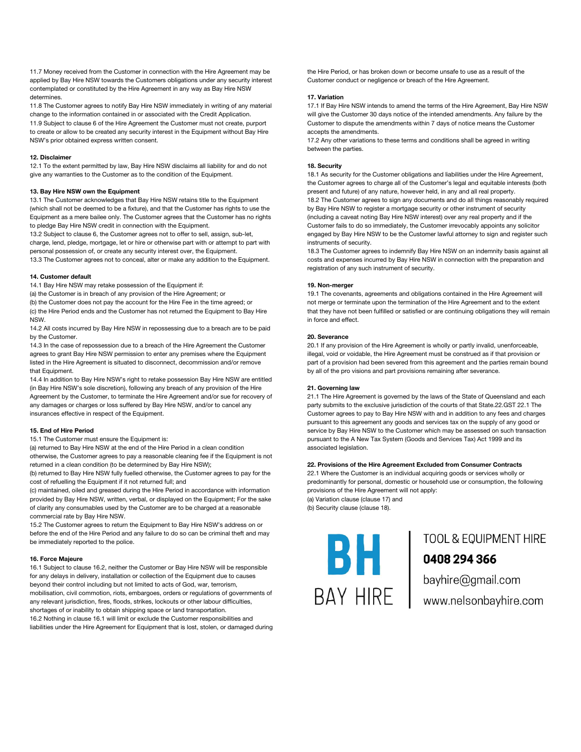11.7 Money received from the Customer in connection with the Hire Agreement may be applied by Bay Hire NSW towards the Customers obligations under any security interest contemplated or constituted by the Hire Agreement in any way as Bay Hire NSW determines.

11.8 The Customer agrees to notify Bay Hire NSW immediately in writing of any material change to the information contained in or associated with the Credit Application.

11.9 Subject to clause 6 of the Hire Agreement the Customer must not create, purport to create or allow to be created any security interest in the Equipment without Bay Hire NSW's prior obtained express written consent.

**12. Disclaimer**

12.1 To the extent permitted by law, Bay Hire NSW disclaims all liability for and do not give any warranties to the Customer as to the condition of the Equipment.

**13. Bay Hire NSW own the Equipment**

13.1 The Customer acknowledges that Bay Hire NSW retains title to the Equipment (which shall not be deemed to be a fixture), and that the Customer has rights to use the Equipment as a mere bailee only. The Customer agrees that the Customer has no rights to pledge Bay Hire NSW credit in connection with the Equipment.

13.2 Subject to clause 6, the Customer agrees not to offer to sell, assign, sub-let, charge, lend, pledge, mortgage, let or hire or otherwise part with or attempt to part with personal possession of, or create any security interest over, the Equipment.

13.3 The Customer agrees not to conceal, alter or make any addition to the Equipment.

**14. Customer default**

14.1 Bay Hire NSW may retake possession of the Equipment if:

(a) the Customer is in breach of any provision of the Hire Agreement; or

(b) the Customer does not pay the account for the Hire Fee in the time agreed; or

(c) the Hire Period ends and the Customer has not returned the Equipment to Bay Hire NSW.

14.2 All costs incurred by Bay Hire NSW in repossessing due to a breach are to be paid by the Customer.

14.3 In the case of repossession due to a breach of the Hire Agreement the Customer agrees to grant Bay Hire NSW permission to enter any premises where the Equipment listed in the Hire Agreement is situated to disconnect, decommission and/or remove that Equipment.

14.4 In addition to Bay Hire NSW's right to retake possession Bay Hire NSW are entitled (in Bay Hire NSW's sole discretion), following any breach of any provision of the Hire Agreement by the Customer, to terminate the Hire Agreement and/or sue for recovery of any damages or charges or loss suffered by Bay Hire NSW, and/or to cancel any insurances effective in respect of the Equipment.

**15. End of Hire Period**

15.1 The Customer must ensure the Equipment is:

(a) returned to Bay Hire NSW at the end of the Hire Period in a clean condition otherwise, the Customer agrees to pay a reasonable cleaning fee if the Equipment is not returned in a clean condition (to be determined by Bay Hire NSW);

(b) returned to Bay Hire NSW fully fuelled otherwise, the Customer agrees to pay for the cost of refuelling the Equipment if it not returned full; and

(c) maintained, oiled and greased during the Hire Period in accordance with information provided by Bay Hire NSW, written, verbal, or displayed on the Equipment; For the sake of clarity any consumables used by the Customer are to be charged at a reasonable commercial rate by Bay Hire NSW.

15.2 The Customer agrees to return the Equipment to Bay Hire NSW's address on or before the end of the Hire Period and any failure to do so can be criminal theft and may be immediately reported to the police.

**16. Force Majeure**

16.1 Subject to clause 16.2, neither the Customer or Bay Hire NSW will be responsible for any delays in delivery, installation or collection of the Equipment due to causes beyond their control including but not limited to acts of God, war, terrorism, mobilisation, civil commotion, riots, embargoes, orders or regulations of governments of any relevant jurisdiction, fires, floods, strikes, lockouts or other labour difficulties, shortages of or inability to obtain shipping space or land transportation.

16.2 Nothing in clause 16.1 will limit or exclude the Customer responsibilities and liabilities under the Hire Agreement for Equipment that is lost, stolen, or damaged during the Hire Period, or has broken down or become unsafe to use as a result of the Customer conduct or negligence or breach of the Hire Agreement.

**17. Variation**

17.1 If Bay Hire NSW intends to amend the terms of the Hire Agreement, Bay Hire NSW will give the Customer 30 days notice of the intended amendments. Any failure by the Customer to dispute the amendments within 7 days of notice means the Customer accepts the amendments.

17.2 Any other variations to these terms and conditions shall be agreed in writing between the parties.

**18. Security**

18.1 As security for the Customer obligations and liabilities under the Hire Agreement, the Customer agrees to charge all of the Customer's legal and equitable interests (both present and future) of any nature, however held, in any and all real property.

18.2 The Customer agrees to sign any documents and do all things reasonably required by Bay Hire NSW to register a mortgage security or other instrument of security (including a caveat noting Bay Hire NSW interest) over any real property and if the Customer fails to do so immediately, the Customer irrevocably appoints any solicitor engaged by Bay Hire NSW to be the Customer lawful attorney to sign and register such instruments of security.

18.3 The Customer agrees to indemnify Bay Hire NSW on an indemnity basis against all costs and expenses incurred by Bay Hire NSW in connection with the preparation and registration of any such instrument of security.

**19. Non-merger**

19.1 The covenants, agreements and obligations contained in the Hire Agreement will not merge or terminate upon the termination of the Hire Agreement and to the extent that they have not been fulfilled or satisfied or are continuing obligations they will remain in force and effect.

**20. Severance**

20.1 If any provision of the Hire Agreement is wholly or partly invalid, unenforceable, illegal, void or voidable, the Hire Agreement must be construed as if that provision or part of a provision had been severed from this agreement and the parties remain bound by all of the pro visions and part provisions remaining after severance.

**21. Governing law**

21.1 The Hire Agreement is governed by the laws of the State of Queensland and each party submits to the exclusive jurisdiction of the courts of that State.22.GST 22.1 The Customer agrees to pay to Bay Hire NSW with and in addition to any fees and charges pursuant to this agreement any goods and services tax on the supply of any good or service by Bay Hire NSW to the Customer which may be assessed on such transaction pursuant to the A New Tax System (Goods and Services Tax) Act 1999 and its associated legislation.

**22. Provisions of the Hire Agreement Excluded from Consumer Contracts**

22.1 Where the Customer is an individual acquiring goods or services wholly or predominantly for personal, domestic or household use or consumption, the following provisions of the Hire Agreement will not apply:

(a) Variation clause (clause 17) and

(b) Security clause (clause 18).

BH
BAY HIRE

TOOL & EQUIPMENT HIRE
**0408 294 366**
bayhire@gmail.com
www.nelsonbayhire.com